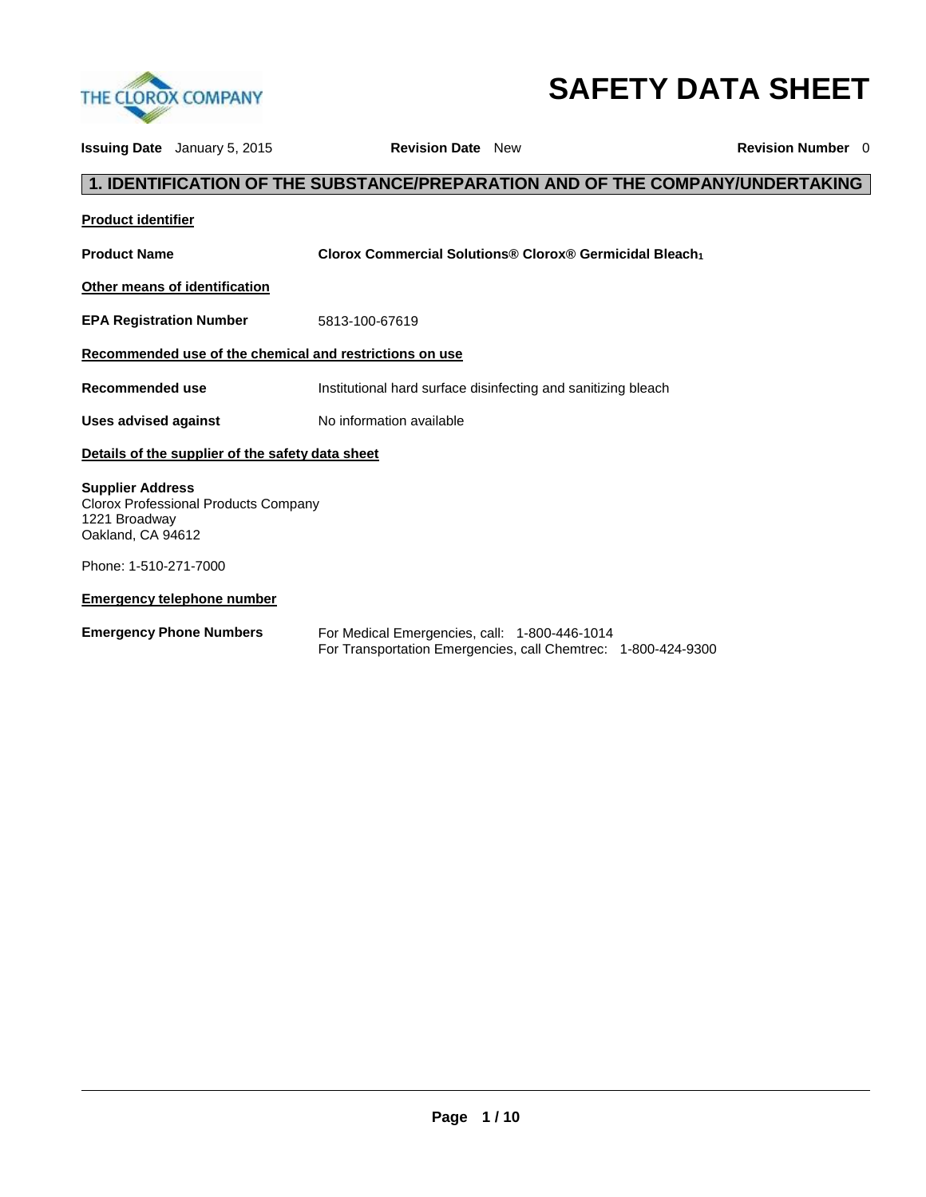THE CLOROX COMPANY

# SAFETY DATA SHEET

**Issuing Date** January 5, 2015 **Revision Date** New **Revision Number** 0

## 1. IDENTIFICATION OF THE SUBSTANCE/PREPARATION AND OF THE COMPANY/UNDERTAKING

**Product identifier**

**Product Name** **Clorox Commercial Solutions® Clorox® Germicidal Bleach[1]**

**Other means of identification**

**EPA Registration Number** 5813-100-67619

**Recommended use of the chemical and restrictions on use**

**Recommended use** Institutional hard surface disinfecting and sanitizing bleach

**Uses advised against** No information available

**Details of the supplier of the safety data sheet**

**Supplier Address**
Clorox Professional Products Company
1221 Broadway
Oakland, CA 94612

Phone: 1-510-271-7000

**Emergency telephone number**

**Emergency Phone Numbers** For Medical Emergencies, call: 1-800-446-1014
For Transportation Emergencies, call Chemtrec: 1-800-424-9300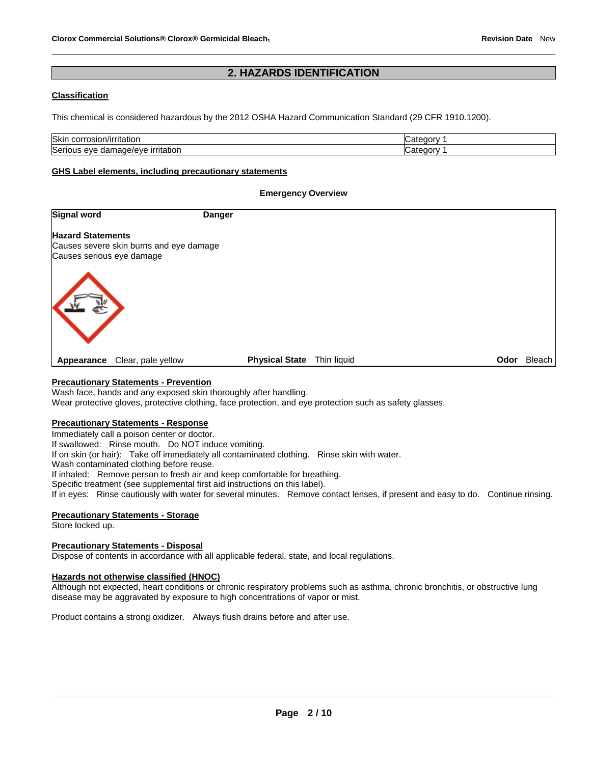## 2. HAZARDS IDENTIFICATION

### Classification

This chemical is considered hazardous by the 2012 OSHA Hazard Communication Standard (29 CFR 1910.1200).

| Skin corrosion/irritation | Category 1 |
|---|---|
| Serious eye damage/eye irritation | Category 1 |

### GHS Label elements, including precautionary statements

**Emergency Overview**

**Signal word** **Danger**

**Hazard Statements**
Causes severe skin burns and eye damage
Causes serious eye damage

**Appearance** Clear, pale yellow **Physical State** Thin liquid **Odor** Bleach

### Precautionary Statements - Prevention

Wash face, hands and any exposed skin thoroughly after handling.
Wear protective gloves, protective clothing, face protection, and eye protection such as safety glasses.

### Precautionary Statements - Response

Immediately call a poison center or doctor.
If swallowed: Rinse mouth. Do NOT induce vomiting.
If on skin (or hair): Take off immediately all contaminated clothing. Rinse skin with water.
Wash contaminated clothing before reuse.
If inhaled: Remove person to fresh air and keep comfortable for breathing.
Specific treatment (see supplemental first aid instructions on this label).
If in eyes: Rinse cautiously with water for several minutes. Remove contact lenses, if present and easy to do. Continue rinsing.

### Precautionary Statements - Storage

Store locked up.

### Precautionary Statements - Disposal

Dispose of contents in accordance with all applicable federal, state, and local regulations.

### Hazards not otherwise classified (HNOC)

Although not expected, heart conditions or chronic respiratory problems such as asthma, chronic bronchitis, or obstructive lung disease may be aggravated by exposure to high concentrations of vapor or mist.

Product contains a strong oxidizer. Always flush drains before and after use.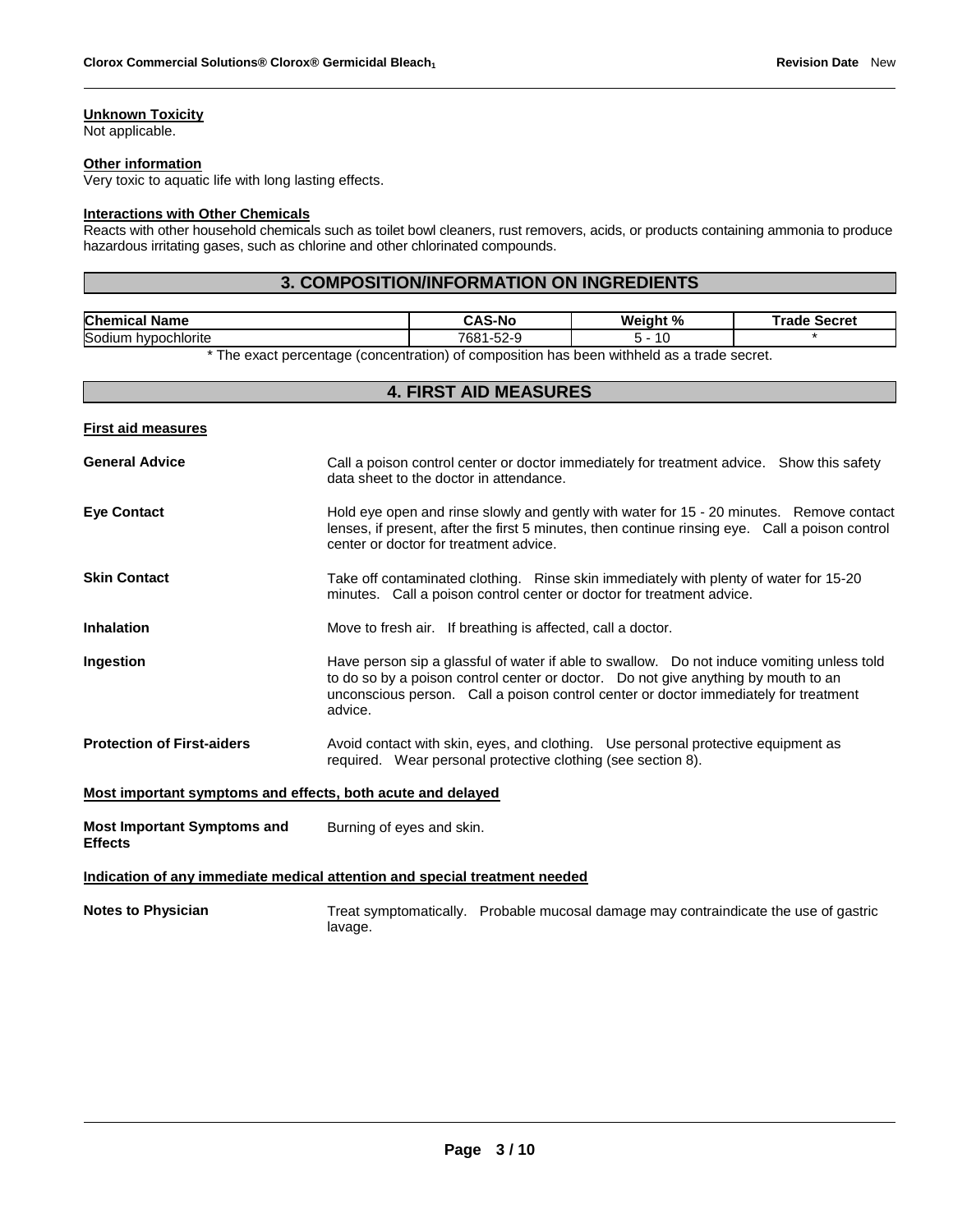**Unknown Toxicity**

Not applicable.

**Other information**

Very toxic to aquatic life with long lasting effects.

**Interactions with Other Chemicals**

Reacts with other household chemicals such as toilet bowl cleaners, rust removers, acids, or products containing ammonia to produce hazardous irritating gases, such as chlorine and other chlorinated compounds.

## 3. COMPOSITION/INFORMATION ON INGREDIENTS

| Chemical Name | CAS-No | Weight % | Trade Secret |
|---|---|---|---|
| Sodium hypochlorite | 7681-52-9 | 5 - 10 | * |

* The exact percentage (concentration) of composition has been withheld as a trade secret.

## 4. FIRST AID MEASURES

**First aid measures**

**General Advice** — Call a poison control center or doctor immediately for treatment advice. Show this safety data sheet to the doctor in attendance.

**Eye Contact** — Hold eye open and rinse slowly and gently with water for 15 - 20 minutes. Remove contact lenses, if present, after the first 5 minutes, then continue rinsing eye. Call a poison control center or doctor for treatment advice.

**Skin Contact** — Take off contaminated clothing. Rinse skin immediately with plenty of water for 15-20 minutes. Call a poison control center or doctor for treatment advice.

**Inhalation** — Move to fresh air. If breathing is affected, call a doctor.

**Ingestion** — Have person sip a glassful of water if able to swallow. Do not induce vomiting unless told to do so by a poison control center or doctor. Do not give anything by mouth to an unconscious person. Call a poison control center or doctor immediately for treatment advice.

**Protection of First-aiders** — Avoid contact with skin, eyes, and clothing. Use personal protective equipment as required. Wear personal protective clothing (see section 8).

**Most important symptoms and effects, both acute and delayed**

**Most Important Symptoms and Effects** — Burning of eyes and skin.

**Indication of any immediate medical attention and special treatment needed**

**Notes to Physician** — Treat symptomatically. Probable mucosal damage may contraindicate the use of gastric lavage.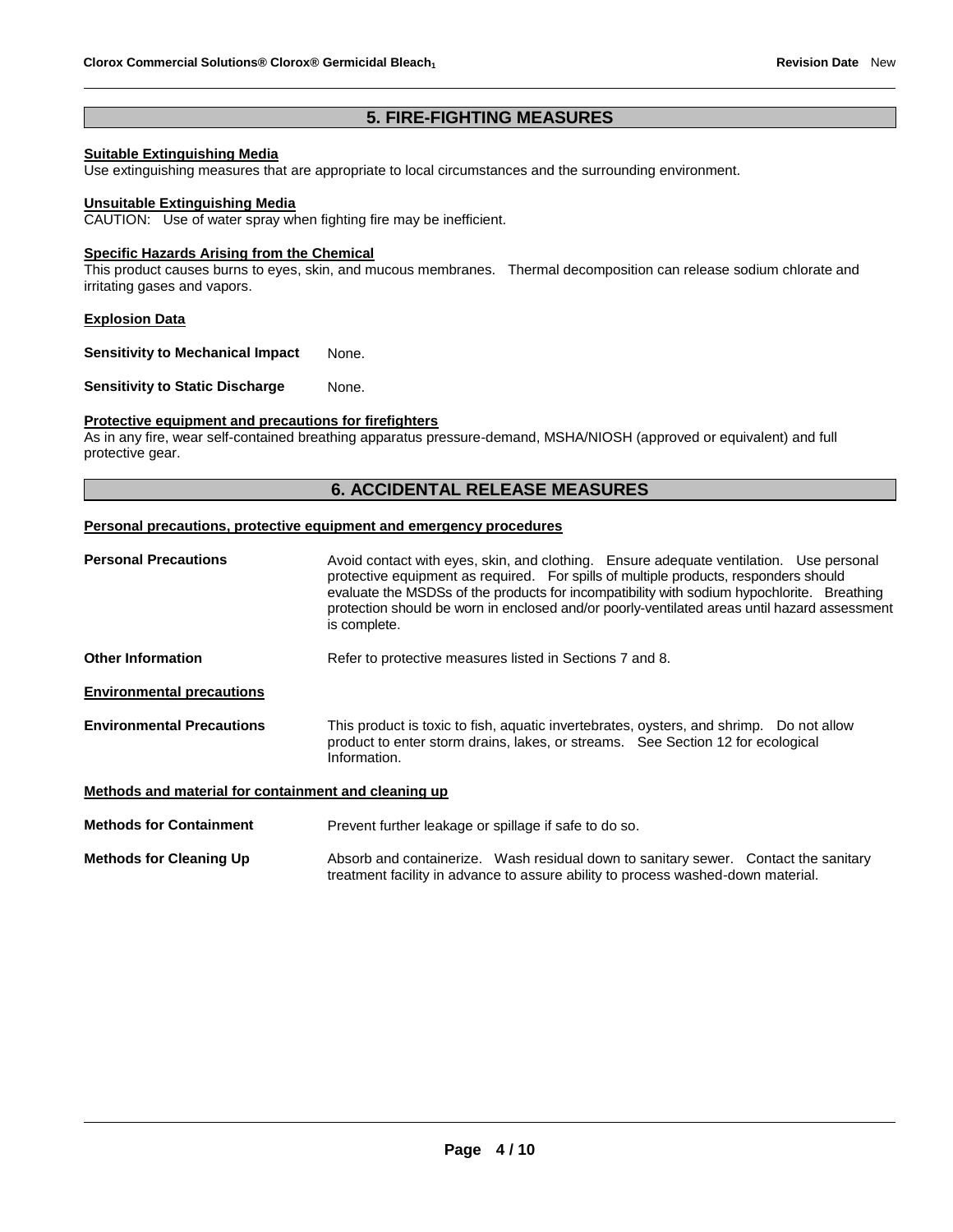## 5. FIRE-FIGHTING MEASURES

**Suitable Extinguishing Media**

Use extinguishing measures that are appropriate to local circumstances and the surrounding environment.

**Unsuitable Extinguishing Media**

CAUTION: Use of water spray when fighting fire may be inefficient.

**Specific Hazards Arising from the Chemical**

This product causes burns to eyes, skin, and mucous membranes. Thermal decomposition can release sodium chlorate and irritating gases and vapors.

**Explosion Data**

**Sensitivity to Mechanical Impact** None.

**Sensitivity to Static Discharge** None.

**Protective equipment and precautions for firefighters**

As in any fire, wear self-contained breathing apparatus pressure-demand, MSHA/NIOSH (approved or equivalent) and full protective gear.

## 6. ACCIDENTAL RELEASE MEASURES

**Personal precautions, protective equipment and emergency procedures**

**Personal Precautions** Avoid contact with eyes, skin, and clothing. Ensure adequate ventilation. Use personal protective equipment as required. For spills of multiple products, responders should evaluate the MSDSs of the products for incompatibility with sodium hypochlorite. Breathing protection should be worn in enclosed and/or poorly-ventilated areas until hazard assessment is complete.

**Other Information** Refer to protective measures listed in Sections 7 and 8.

**Environmental precautions**

**Environmental Precautions** This product is toxic to fish, aquatic invertebrates, oysters, and shrimp. Do not allow product to enter storm drains, lakes, or streams. See Section 12 for ecological Information.

**Methods and material for containment and cleaning up**

**Methods for Containment** Prevent further leakage or spillage if safe to do so.

**Methods for Cleaning Up** Absorb and containerize. Wash residual down to sanitary sewer. Contact the sanitary treatment facility in advance to assure ability to process washed-down material.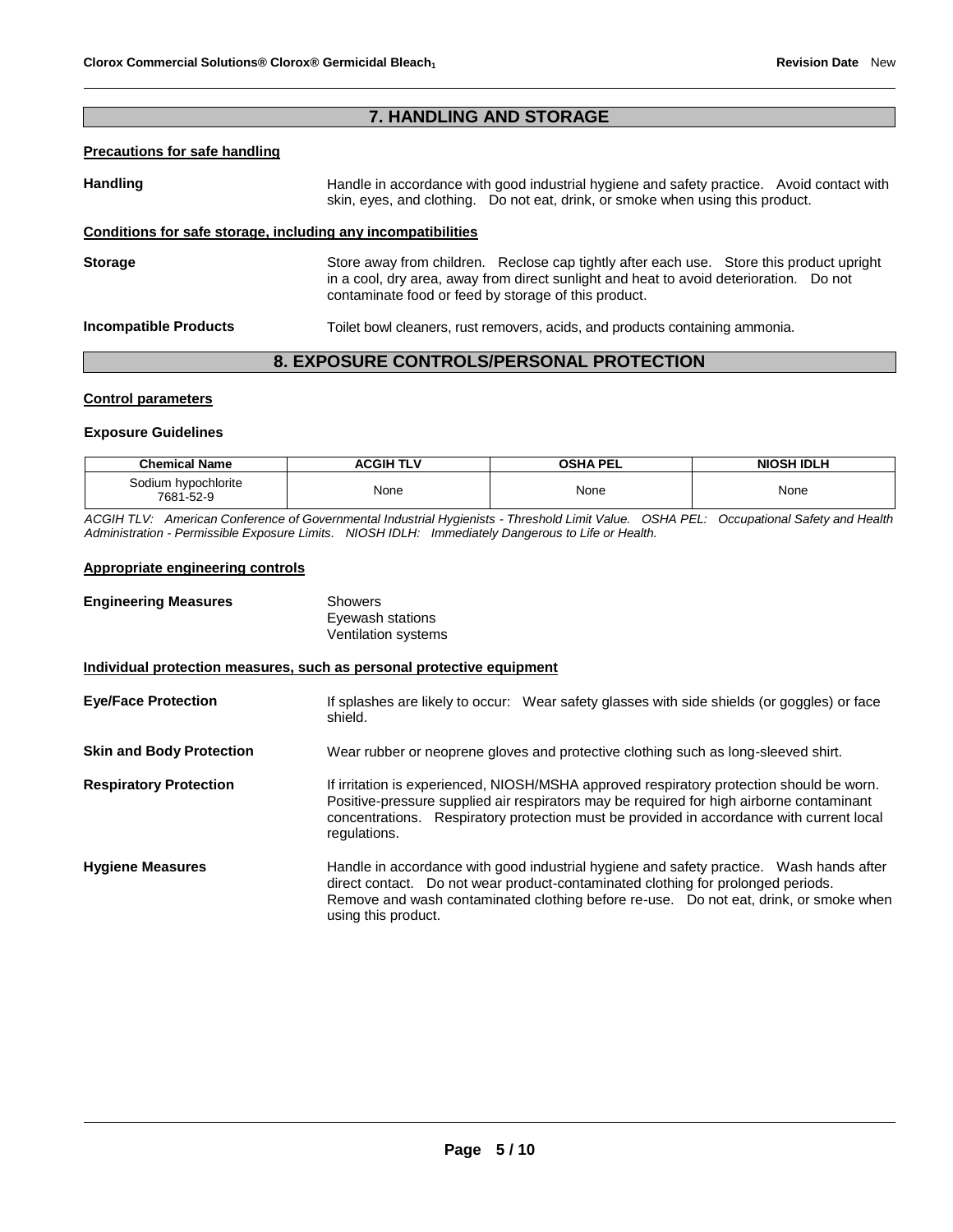## 7. HANDLING AND STORAGE

**Precautions for safe handling**

**Handling** Handle in accordance with good industrial hygiene and safety practice. Avoid contact with skin, eyes, and clothing. Do not eat, drink, or smoke when using this product.

**Conditions for safe storage, including any incompatibilities**

**Storage** Store away from children. Reclose cap tightly after each use. Store this product upright in a cool, dry area, away from direct sunlight and heat to avoid deterioration. Do not contaminate food or feed by storage of this product.

**Incompatible Products** Toilet bowl cleaners, rust removers, acids, and products containing ammonia.

## 8. EXPOSURE CONTROLS/PERSONAL PROTECTION

**Control parameters**

**Exposure Guidelines**

| Chemical Name | ACGIH TLV | OSHA PEL | NIOSH IDLH |
|---|---|---|---|
| Sodium hypochlorite 7681-52-9 | None | None | None |

*ACGIH TLV: American Conference of Governmental Industrial Hygienists - Threshold Limit Value. OSHA PEL: Occupational Safety and Health Administration - Permissible Exposure Limits. NIOSH IDLH: Immediately Dangerous to Life or Health.*

**Appropriate engineering controls**

**Engineering Measures** Showers
Eyewash stations
Ventilation systems

**Individual protection measures, such as personal protective equipment**

**Eye/Face Protection** If splashes are likely to occur: Wear safety glasses with side shields (or goggles) or face shield.

**Skin and Body Protection** Wear rubber or neoprene gloves and protective clothing such as long-sleeved shirt.

**Respiratory Protection** If irritation is experienced, NIOSH/MSHA approved respiratory protection should be worn. Positive-pressure supplied air respirators may be required for high airborne contaminant concentrations. Respiratory protection must be provided in accordance with current local regulations.

**Hygiene Measures** Handle in accordance with good industrial hygiene and safety practice. Wash hands after direct contact. Do not wear product-contaminated clothing for prolonged periods. Remove and wash contaminated clothing before re-use. Do not eat, drink, or smoke when using this product.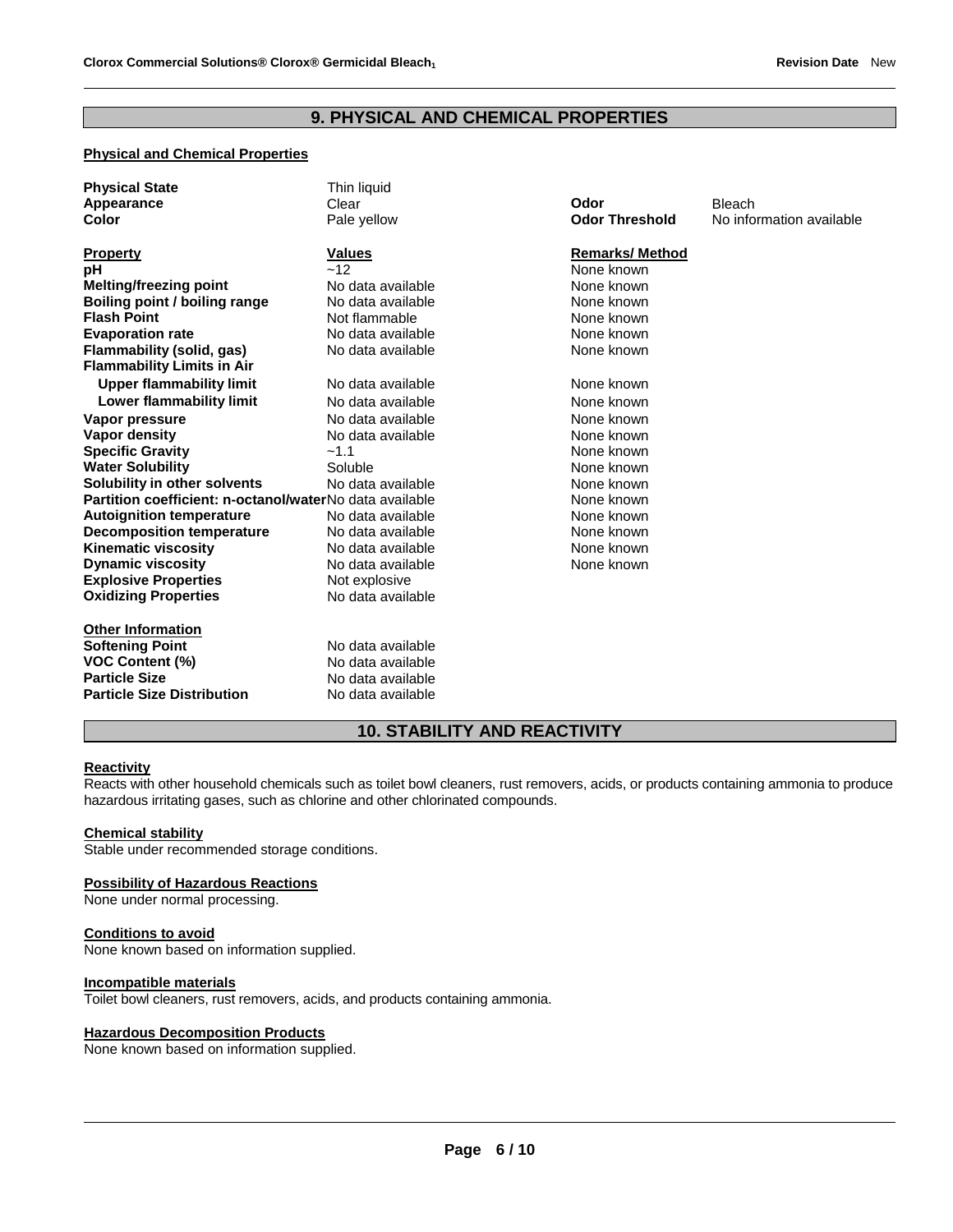## 9. PHYSICAL AND CHEMICAL PROPERTIES

### Physical and Chemical Properties

| | | | |
|---|---|---|---|
| **Physical State** | Thin liquid | | |
| **Appearance** | Clear | **Odor** | Bleach |
| **Color** | Pale yellow | **Odor Threshold** | No information available |

| **Property** | **Values** | **Remarks/ Method** |
|---|---|---|
| **pH** | ~12 | None known |
| **Melting/freezing point** | No data available | None known |
| **Boiling point / boiling range** | No data available | None known |
| **Flash Point** | Not flammable | None known |
| **Evaporation rate** | No data available | None known |
| **Flammability (solid, gas)** | No data available | None known |
| **Flammability Limits in Air** | | |
| **Upper flammability limit** | No data available | None known |
| **Lower flammability limit** | No data available | None known |
| **Vapor pressure** | No data available | None known |
| **Vapor density** | No data available | None known |
| **Specific Gravity** | ~1.1 | None known |
| **Water Solubility** | Soluble | None known |
| **Solubility in other solvents** | No data available | None known |
| **Partition coefficient: n-octanol/water** | No data available | None known |
| **Autoignition temperature** | No data available | None known |
| **Decomposition temperature** | No data available | None known |
| **Kinematic viscosity** | No data available | None known |
| **Dynamic viscosity** | No data available | None known |
| **Explosive Properties** | Not explosive | |
| **Oxidizing Properties** | No data available | |

### Other Information

| | |
|---|---|
| **Softening Point** | No data available |
| **VOC Content (%)** | No data available |
| **Particle Size** | No data available |
| **Particle Size Distribution** | No data available |

## 10. STABILITY AND REACTIVITY

### Reactivity

Reacts with other household chemicals such as toilet bowl cleaners, rust removers, acids, or products containing ammonia to produce hazardous irritating gases, such as chlorine and other chlorinated compounds.

### Chemical stability

Stable under recommended storage conditions.

### Possibility of Hazardous Reactions

None under normal processing.

### Conditions to avoid

None known based on information supplied.

### Incompatible materials

Toilet bowl cleaners, rust removers, acids, and products containing ammonia.

### Hazardous Decomposition Products

None known based on information supplied.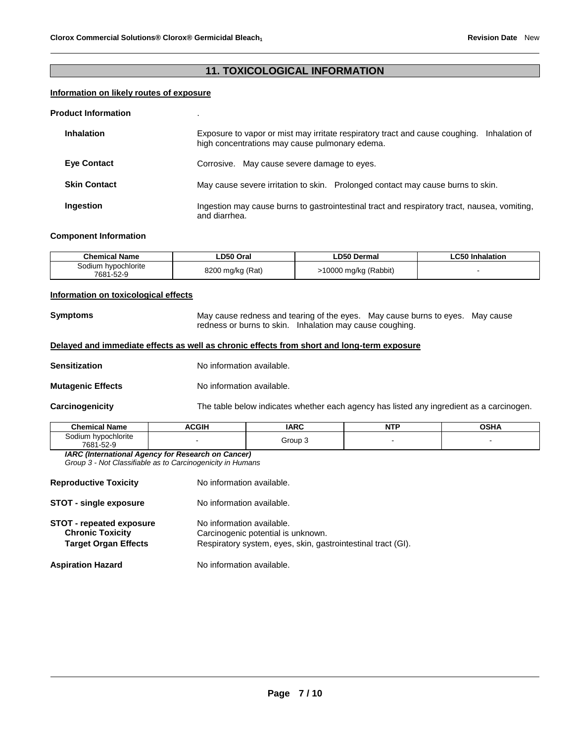## 11. TOXICOLOGICAL INFORMATION

**Information on likely routes of exposure**

**Product Information** .

**Inhalation** Exposure to vapor or mist may irritate respiratory tract and cause coughing. Inhalation of high concentrations may cause pulmonary edema.

**Eye Contact** Corrosive. May cause severe damage to eyes.

**Skin Contact** May cause severe irritation to skin. Prolonged contact may cause burns to skin.

**Ingestion** Ingestion may cause burns to gastrointestinal tract and respiratory tract, nausea, vomiting, and diarrhea.

**Component Information**

| Chemical Name | LD50 Oral | LD50 Dermal | LC50 Inhalation |
|---|---|---|---|
| Sodium hypochlorite 7681-52-9 | 8200 mg/kg (Rat) | >10000 mg/kg (Rabbit) | - |

**Information on toxicological effects**

**Symptoms** May cause redness and tearing of the eyes. May cause burns to eyes. May cause redness or burns to skin. Inhalation may cause coughing.

**Delayed and immediate effects as well as chronic effects from short and long-term exposure**

**Sensitization** No information available.

**Mutagenic Effects** No information available.

**Carcinogenicity** The table below indicates whether each agency has listed any ingredient as a carcinogen.

| Chemical Name | ACGIH | IARC | NTP | OSHA |
|---|---|---|---|---|
| Sodium hypochlorite 7681-52-9 | - | Group 3 | - | - |

***IARC (International Agency for Research on Cancer)***
*Group 3 - Not Classifiable as to Carcinogenicity in Humans*

**Reproductive Toxicity** No information available.

**STOT - single exposure** No information available.

**STOT - repeated exposure** No information available.
**Chronic Toxicity** Carcinogenic potential is unknown.
**Target Organ Effects** Respiratory system, eyes, skin, gastrointestinal tract (GI).

**Aspiration Hazard** No information available.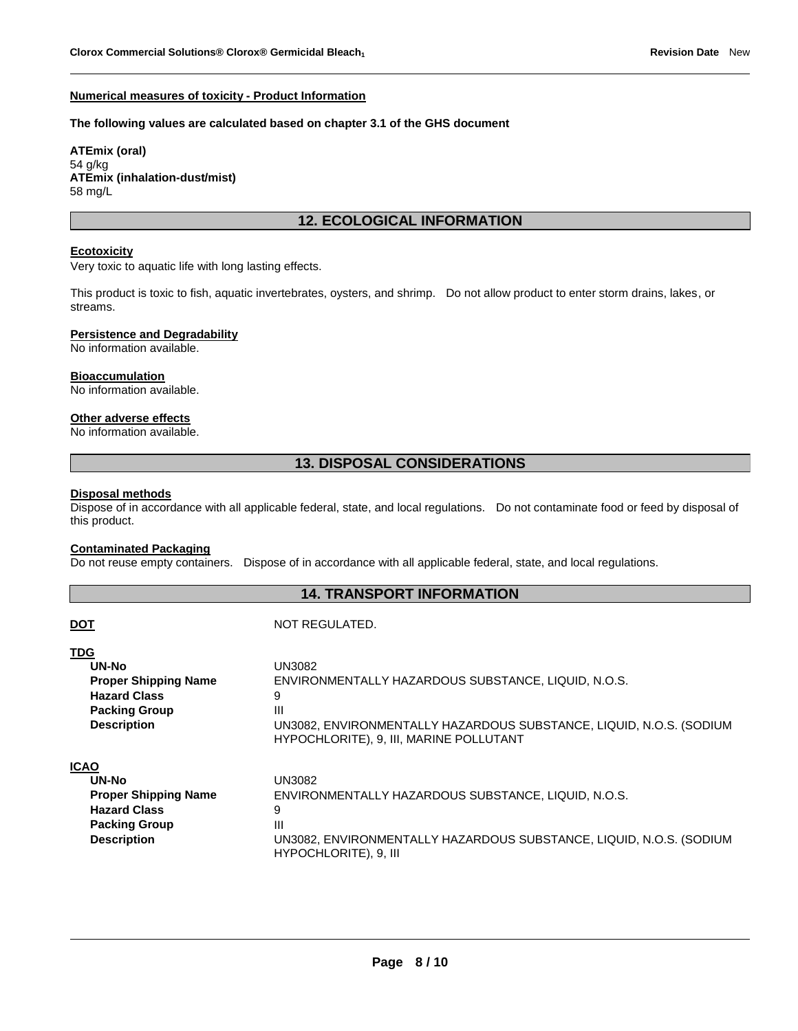**Numerical measures of toxicity - Product Information**

**The following values are calculated based on chapter 3.1 of the GHS document**

**ATEmix (oral)**
54 g/kg
**ATEmix (inhalation-dust/mist)**
58 mg/L

## 12. ECOLOGICAL INFORMATION

**Ecotoxicity**
Very toxic to aquatic life with long lasting effects.

This product is toxic to fish, aquatic invertebrates, oysters, and shrimp. Do not allow product to enter storm drains, lakes, or streams.

**Persistence and Degradability**
No information available.

**Bioaccumulation**
No information available.

**Other adverse effects**
No information available.

## 13. DISPOSAL CONSIDERATIONS

**Disposal methods**
Dispose of in accordance with all applicable federal, state, and local regulations. Do not contaminate food or feed by disposal of this product.

**Contaminated Packaging**
Do not reuse empty containers. Dispose of in accordance with all applicable federal, state, and local regulations.

## 14. TRANSPORT INFORMATION

**DOT** NOT REGULATED.

**TDG**

| | |
|---|---|
| **UN-No** | UN3082 |
| **Proper Shipping Name** | ENVIRONMENTALLY HAZARDOUS SUBSTANCE, LIQUID, N.O.S. |
| **Hazard Class** | 9 |
| **Packing Group** | III |
| **Description** | UN3082, ENVIRONMENTALLY HAZARDOUS SUBSTANCE, LIQUID, N.O.S. (SODIUM HYPOCHLORITE), 9, III, MARINE POLLUTANT |

**ICAO**

| | |
|---|---|
| **UN-No** | UN3082 |
| **Proper Shipping Name** | ENVIRONMENTALLY HAZARDOUS SUBSTANCE, LIQUID, N.O.S. |
| **Hazard Class** | 9 |
| **Packing Group** | III |
| **Description** | UN3082, ENVIRONMENTALLY HAZARDOUS SUBSTANCE, LIQUID, N.O.S. (SODIUM HYPOCHLORITE), 9, III |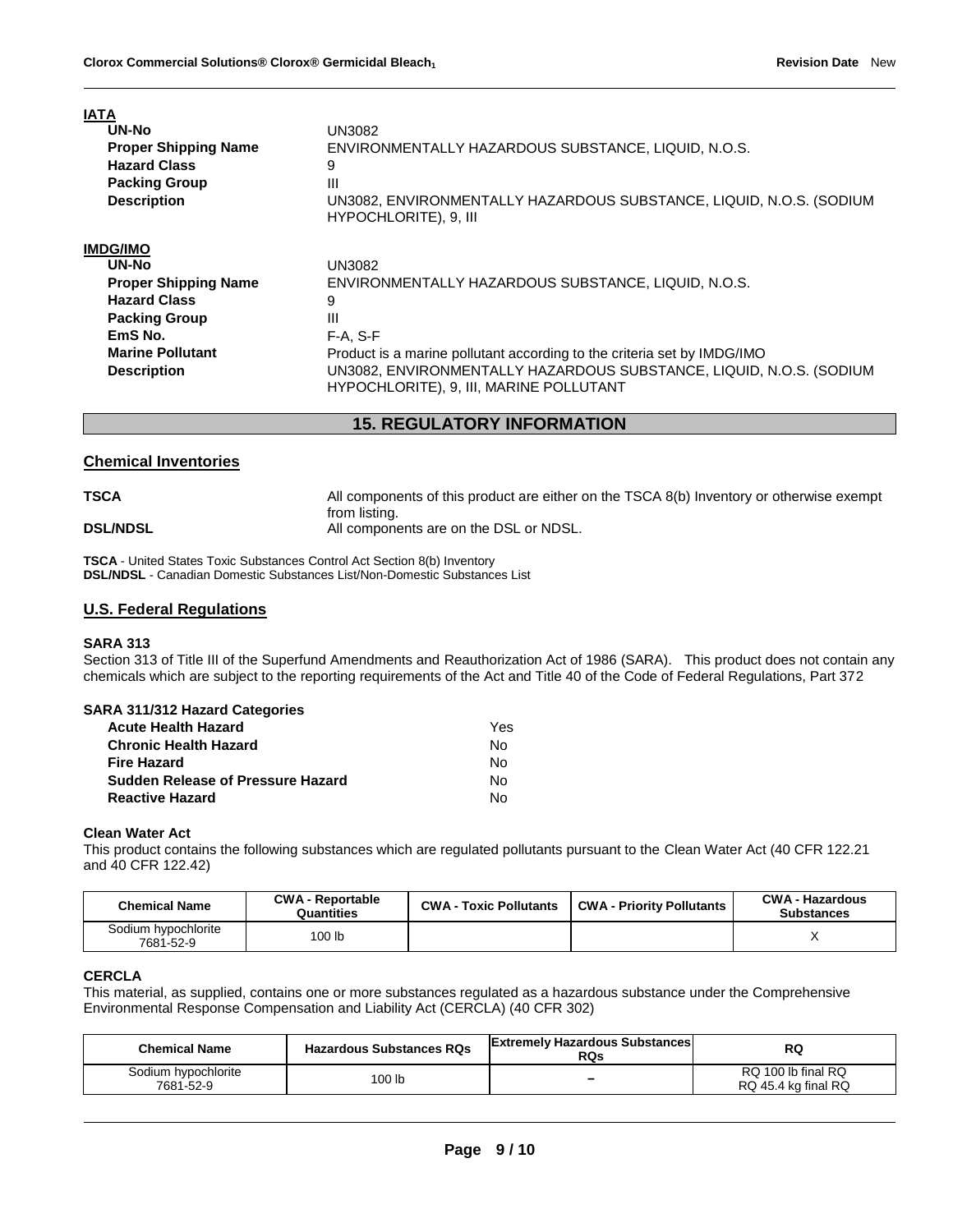**IATA**

| | |
|---|---|
| **UN-No** | UN3082 |
| **Proper Shipping Name** | ENVIRONMENTALLY HAZARDOUS SUBSTANCE, LIQUID, N.O.S. |
| **Hazard Class** | 9 |
| **Packing Group** | III |
| **Description** | UN3082, ENVIRONMENTALLY HAZARDOUS SUBSTANCE, LIQUID, N.O.S. (SODIUM HYPOCHLORITE), 9, III |

**IMDG/IMO**

| | |
|---|---|
| **UN-No** | UN3082 |
| **Proper Shipping Name** | ENVIRONMENTALLY HAZARDOUS SUBSTANCE, LIQUID, N.O.S. |
| **Hazard Class** | 9 |
| **Packing Group** | III |
| **EmS No.** | F-A, S-F |
| **Marine Pollutant** | Product is a marine pollutant according to the criteria set by IMDG/IMO |
| **Description** | UN3082, ENVIRONMENTALLY HAZARDOUS SUBSTANCE, LIQUID, N.O.S. (SODIUM HYPOCHLORITE), 9, III, MARINE POLLUTANT |

## 15. REGULATORY INFORMATION

### Chemical Inventories

| | |
|---|---|
| **TSCA** | All components of this product are either on the TSCA 8(b) Inventory or otherwise exempt from listing. |
| **DSL/NDSL** | All components are on the DSL or NDSL. |

**TSCA** - United States Toxic Substances Control Act Section 8(b) Inventory
**DSL/NDSL** - Canadian Domestic Substances List/Non-Domestic Substances List

### U.S. Federal Regulations

**SARA 313**

Section 313 of Title III of the Superfund Amendments and Reauthorization Act of 1986 (SARA). This product does not contain any chemicals which are subject to the reporting requirements of the Act and Title 40 of the Code of Federal Regulations, Part 372

**SARA 311/312 Hazard Categories**

| | |
|---|---|
| **Acute Health Hazard** | Yes |
| **Chronic Health Hazard** | No |
| **Fire Hazard** | No |
| **Sudden Release of Pressure Hazard** | No |
| **Reactive Hazard** | No |

**Clean Water Act**

This product contains the following substances which are regulated pollutants pursuant to the Clean Water Act (40 CFR 122.21 and 40 CFR 122.42)

| Chemical Name | CWA - Reportable Quantities | CWA - Toxic Pollutants | CWA - Priority Pollutants | CWA - Hazardous Substances |
|---|---|---|---|---|
| Sodium hypochlorite 7681-52-9 | 100 lb | | | X |

**CERCLA**

This material, as supplied, contains one or more substances regulated as a hazardous substance under the Comprehensive Environmental Response Compensation and Liability Act (CERCLA) (40 CFR 302)

| Chemical Name | Hazardous Substances RQs | Extremely Hazardous Substances RQs | RQ |
|---|---|---|---|
| Sodium hypochlorite 7681-52-9 | 100 lb | – | RQ 100 lb final RQ<br>RQ 45.4 kg final RQ |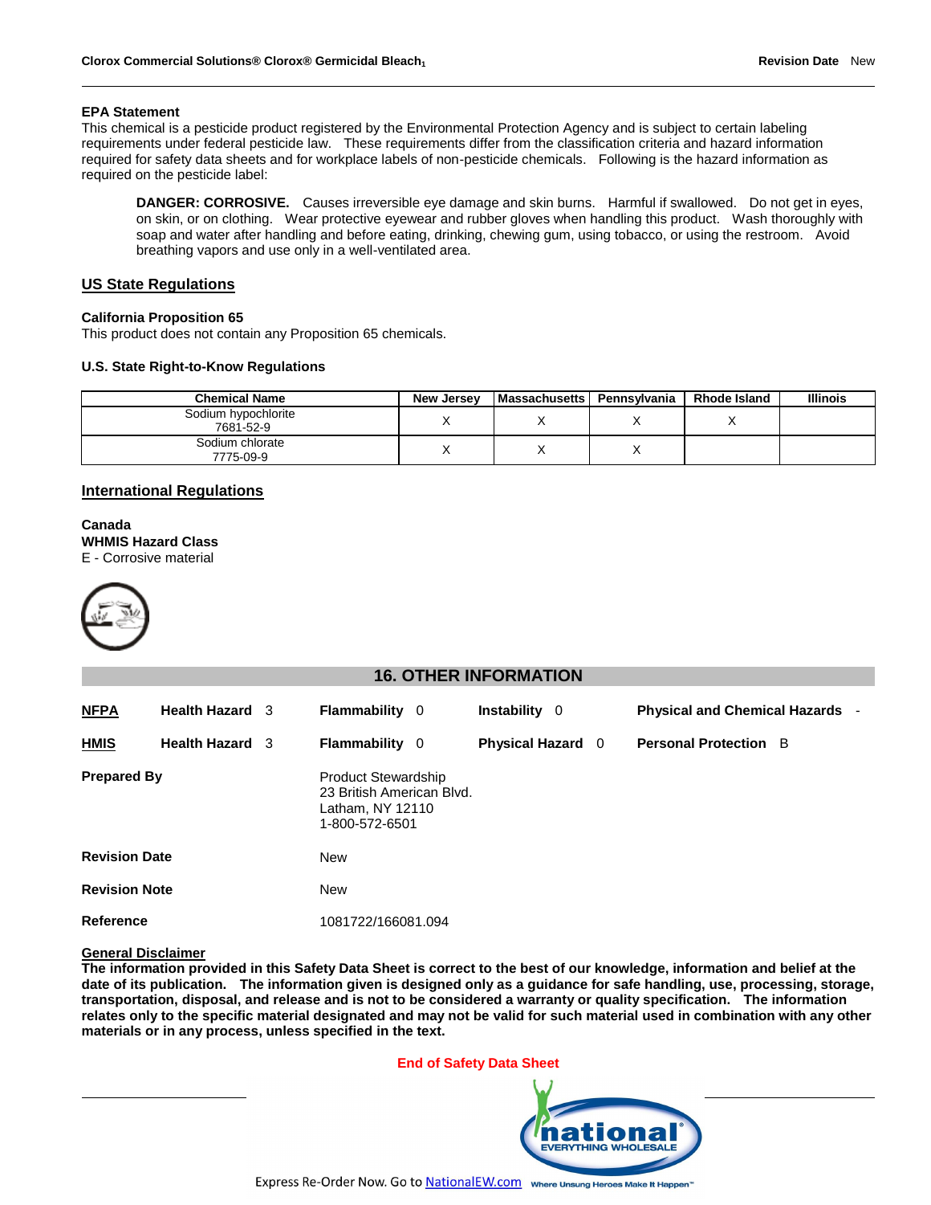**EPA Statement**

This chemical is a pesticide product registered by the Environmental Protection Agency and is subject to certain labeling requirements under federal pesticide law. These requirements differ from the classification criteria and hazard information required for safety data sheets and for workplace labels of non-pesticide chemicals. Following is the hazard information as required on the pesticide label:

> **DANGER: CORROSIVE.** Causes irreversible eye damage and skin burns. Harmful if swallowed. Do not get in eyes, on skin, or on clothing. Wear protective eyewear and rubber gloves when handling this product. Wash thoroughly with soap and water after handling and before eating, drinking, chewing gum, using tobacco, or using the restroom. Avoid breathing vapors and use only in a well-ventilated area.

## US State Regulations

**California Proposition 65**

This product does not contain any Proposition 65 chemicals.

**U.S. State Right-to-Know Regulations**

| Chemical Name | New Jersey | Massachusetts | Pennsylvania | Rhode Island | Illinois |
|---|---|---|---|---|---|
| Sodium hypochlorite 7681-52-9 | X | X | X | X | |
| Sodium chlorate 7775-09-9 | X | X | X | | |

## International Regulations

**Canada**

**WHMIS Hazard Class**

E - Corrosive material

## 16. OTHER INFORMATION

| | | | | |
|---|---|---|---|---|
| **NFPA** | **Health Hazard** 3 | **Flammability** 0 | **Instability** 0 | **Physical and Chemical Hazards** - |
| **HMIS** | **Health Hazard** 3 | **Flammability** 0 | **Physical Hazard** 0 | **Personal Protection** B |

**Prepared By**

Product Stewardship
23 British American Blvd.
Latham, NY 12110
1-800-572-6501

**Revision Date** New

**Revision Note** New

**Reference** 1081722/166081.094

**General Disclaimer**

**The information provided in this Safety Data Sheet is correct to the best of our knowledge, information and belief at the date of its publication. The information given is designed only as a guidance for safe handling, use, processing, storage, transportation, disposal, and release and is not to be considered a warranty or quality specification. The information relates only to the specific material designated and may not be valid for such material used in combination with any other materials or in any process, unless specified in the text.**

**End of Safety Data Sheet**

national® EVERYTHING WHOLESALE

Express Re-Order Now. Go to NationalEW.com Where Unsung Heroes Make It Happen™